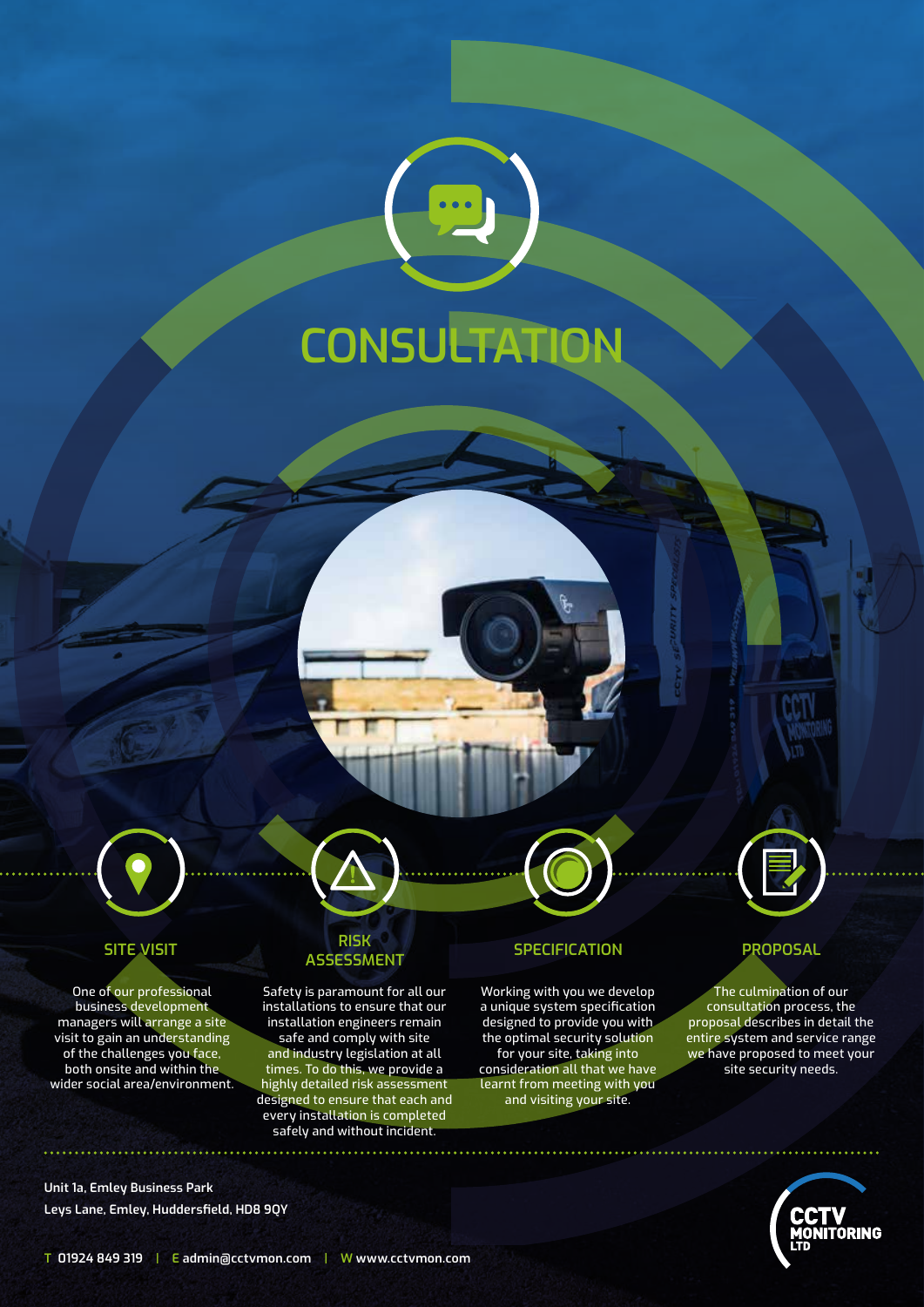# CONSULTATION

### SITE VISIT

One of our professional business development managers will arrange a site visit to gain an understanding of the challenges you face, both onsite and within the wider social area/environment.

### RISK ASSESSMENT

Safety is paramount for all our installations to ensure that our installation engineers remain safe and comply with site and industry legislation at all times. To do this, we provide a highly detailed risk assessment designed to ensure that each and every installation is completed safely and without incident.

### SPECIFICATION

Working with you we develop a unique system specification designed to provide you with the optimal security solution for your site, taking into consideration all that we have learnt from meeting with you and visiting your site.

### PROPOSAL

The culmination of our consultation process, the proposal describes in detail the entire system and service range we have proposed to meet your site security needs.

Unit 1a, Emley Business Park
Leys Lane, Emley, Huddersfield, HD8 9QY

T 01924 849 319 | E admin@cctvmon.com | W www.cctvmon.com

CCTV MONITORING LTD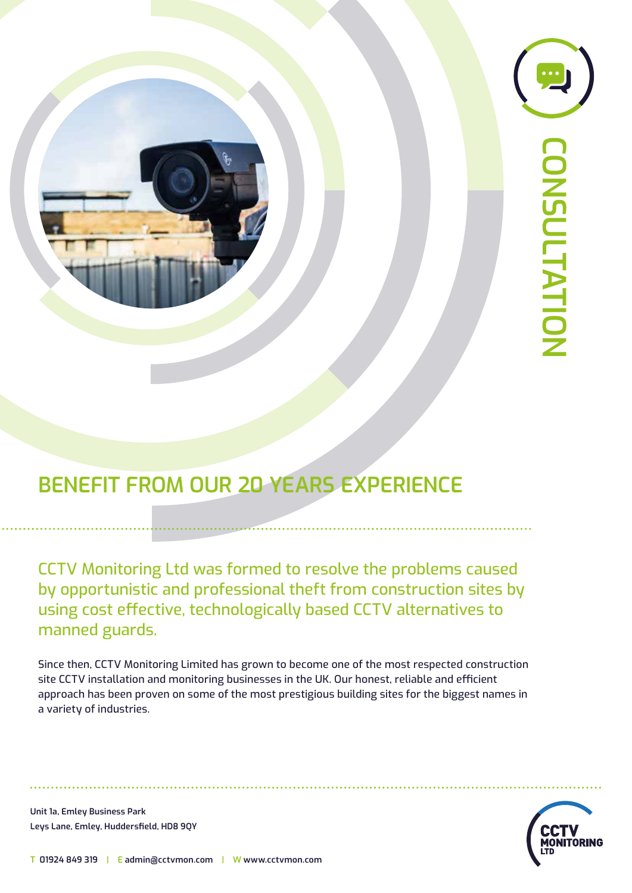# CONSULTATION

## BENEFIT FROM OUR 20 YEARS EXPERIENCE

CCTV Monitoring Ltd was formed to resolve the problems caused by opportunistic and professional theft from construction sites by using cost effective, technologically based CCTV alternatives to manned guards.

Since then, CCTV Monitoring Limited has grown to become one of the most respected construction site CCTV installation and monitoring businesses in the UK. Our honest, reliable and efficient approach has been proven on some of the most prestigious building sites for the biggest names in a variety of industries.

**Unit 1a, Emley Business Park**
**Leys Lane, Emley, Huddersfield, HD8 9QY**

**T 01924 849 319 | E admin@cctvmon.com | W www.cctvmon.com**

**CCTV MONITORING LTD**